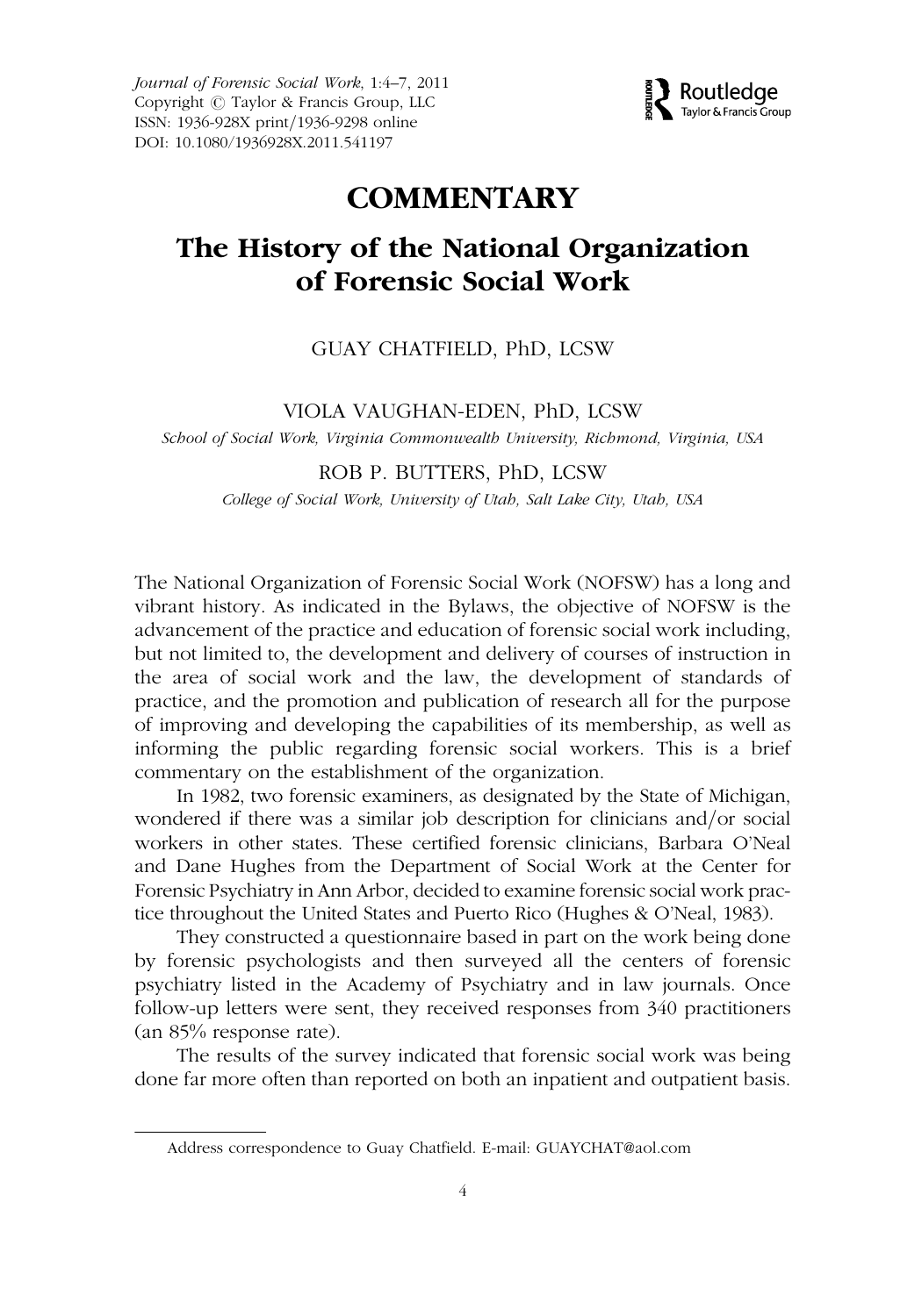# COMMENTARY

## The History of the National Organization of Forensic Social Work

GUAY CHATFIELD, PhD, LCSW

VIOLA VAUGHAN-EDEN, PhD, LCSW

*School of Social Work, Virginia Commonwealth University, Richmond, Virginia, USA*

ROB P. BUTTERS, PhD, LCSW

*College of Social Work, University of Utah, Salt Lake City, Utah, USA*

The National Organization of Forensic Social Work (NOFSW) has a long and vibrant history. As indicated in the Bylaws, the objective of NOFSW is the advancement of the practice and education of forensic social work including, but not limited to, the development and delivery of courses of instruction in the area of social work and the law, the development of standards of practice, and the promotion and publication of research all for the purpose of improving and developing the capabilities of its membership, as well as informing the public regarding forensic social workers. This is a brief commentary on the establishment of the organization.

In 1982, two forensic examiners, as designated by the State of Michigan, wondered if there was a similar job description for clinicians and/or social workers in other states. These certified forensic clinicians, Barbara O'Neal and Dane Hughes from the Department of Social Work at the Center for Forensic Psychiatry in Ann Arbor, decided to examine forensic social work practice throughout the United States and Puerto Rico (Hughes & O'Neal, 1983).

They constructed a questionnaire based in part on the work being done by forensic psychologists and then surveyed all the centers of forensic psychiatry listed in the Academy of Psychiatry and in law journals. Once follow-up letters were sent, they received responses from 340 practitioners (an 85% response rate).

The results of the survey indicated that forensic social work was being done far more often than reported on both an inpatient and outpatient basis.

---

Address correspondence to Guay Chatfield. E-mail: GUAYCHAT@aol.com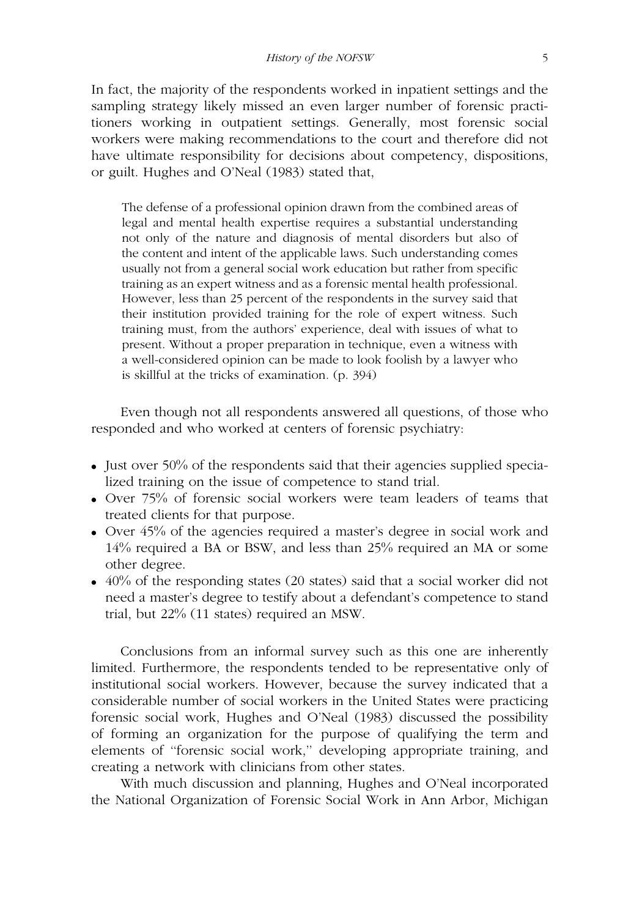In fact, the majority of the respondents worked in inpatient settings and the sampling strategy likely missed an even larger number of forensic practitioners working in outpatient settings. Generally, most forensic social workers were making recommendations to the court and therefore did not have ultimate responsibility for decisions about competency, dispositions, or guilt. Hughes and O'Neal (1983) stated that,

> The defense of a professional opinion drawn from the combined areas of legal and mental health expertise requires a substantial understanding not only of the nature and diagnosis of mental disorders but also of the content and intent of the applicable laws. Such understanding comes usually not from a general social work education but rather from specific training as an expert witness and as a forensic mental health professional. However, less than 25 percent of the respondents in the survey said that their institution provided training for the role of expert witness. Such training must, from the authors' experience, deal with issues of what to present. Without a proper preparation in technique, even a witness with a well-considered opinion can be made to look foolish by a lawyer who is skillful at the tricks of examination. (p. 394)

Even though not all respondents answered all questions, of those who responded and who worked at centers of forensic psychiatry:

- Just over 50% of the respondents said that their agencies supplied specialized training on the issue of competence to stand trial.
- Over 75% of forensic social workers were team leaders of teams that treated clients for that purpose.
- Over 45% of the agencies required a master's degree in social work and 14% required a BA or BSW, and less than 25% required an MA or some other degree.
- 40% of the responding states (20 states) said that a social worker did not need a master's degree to testify about a defendant's competence to stand trial, but 22% (11 states) required an MSW.

Conclusions from an informal survey such as this one are inherently limited. Furthermore, the respondents tended to be representative only of institutional social workers. However, because the survey indicated that a considerable number of social workers in the United States were practicing forensic social work, Hughes and O'Neal (1983) discussed the possibility of forming an organization for the purpose of qualifying the term and elements of "forensic social work," developing appropriate training, and creating a network with clinicians from other states.

With much discussion and planning, Hughes and O'Neal incorporated the National Organization of Forensic Social Work in Ann Arbor, Michigan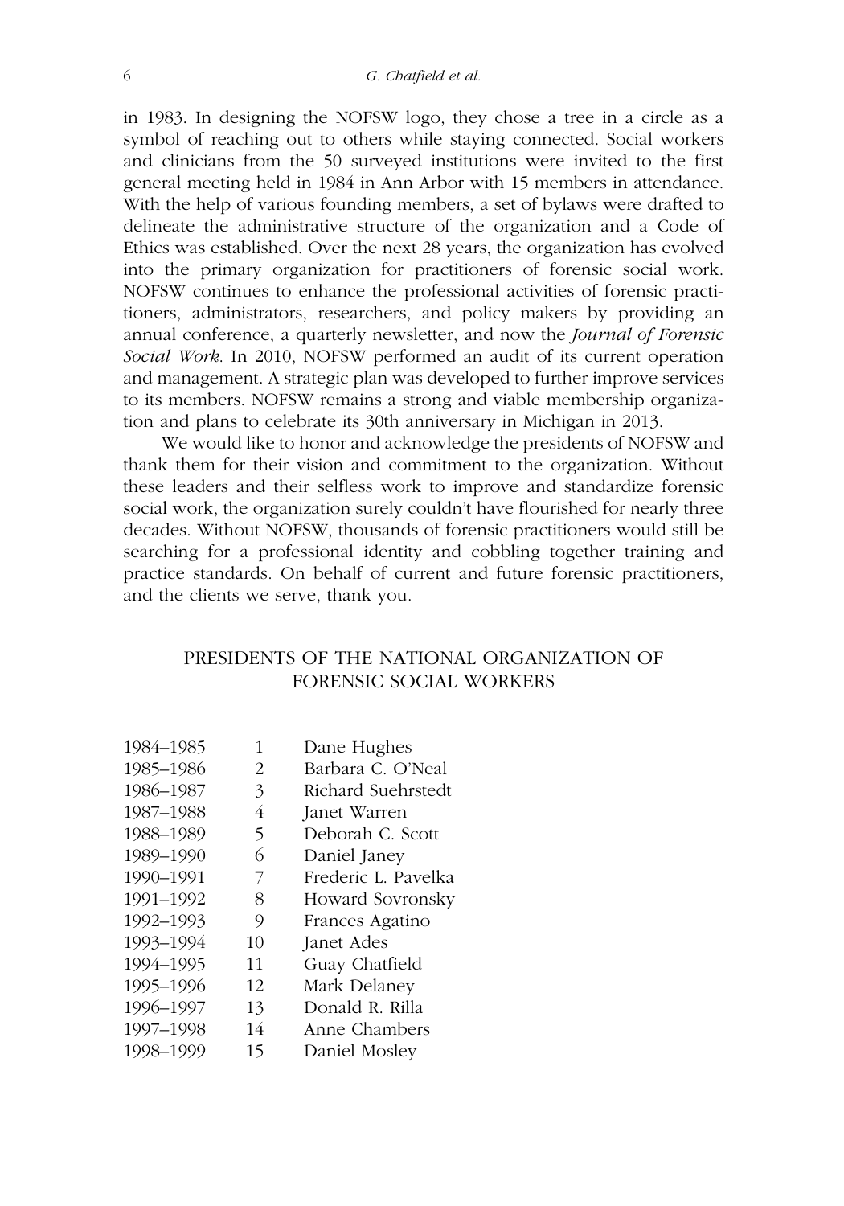in 1983. In designing the NOFSW logo, they chose a tree in a circle as a symbol of reaching out to others while staying connected. Social workers and clinicians from the 50 surveyed institutions were invited to the first general meeting held in 1984 in Ann Arbor with 15 members in attendance. With the help of various founding members, a set of bylaws were drafted to delineate the administrative structure of the organization and a Code of Ethics was established. Over the next 28 years, the organization has evolved into the primary organization for practitioners of forensic social work. NOFSW continues to enhance the professional activities of forensic practitioners, administrators, researchers, and policy makers by providing an annual conference, a quarterly newsletter, and now the *Journal of Forensic Social Work*. In 2010, NOFSW performed an audit of its current operation and management. A strategic plan was developed to further improve services to its members. NOFSW remains a strong and viable membership organization and plans to celebrate its 30th anniversary in Michigan in 2013.

We would like to honor and acknowledge the presidents of NOFSW and thank them for their vision and commitment to the organization. Without these leaders and their selfless work to improve and standardize forensic social work, the organization surely couldn't have flourished for nearly three decades. Without NOFSW, thousands of forensic practitioners would still be searching for a professional identity and cobbling together training and practice standards. On behalf of current and future forensic practitioners, and the clients we serve, thank you.

## PRESIDENTS OF THE NATIONAL ORGANIZATION OF FORENSIC SOCIAL WORKERS

| | | |
|---|---|---|
| 1984–1985 | 1 | Dane Hughes |
| 1985–1986 | 2 | Barbara C. O'Neal |
| 1986–1987 | 3 | Richard Suehrstedt |
| 1987–1988 | 4 | Janet Warren |
| 1988–1989 | 5 | Deborah C. Scott |
| 1989–1990 | 6 | Daniel Janey |
| 1990–1991 | 7 | Frederic L. Pavelka |
| 1991–1992 | 8 | Howard Sovronsky |
| 1992–1993 | 9 | Frances Agatino |
| 1993–1994 | 10 | Janet Ades |
| 1994–1995 | 11 | Guay Chatfield |
| 1995–1996 | 12 | Mark Delaney |
| 1996–1997 | 13 | Donald R. Rilla |
| 1997–1998 | 14 | Anne Chambers |
| 1998–1999 | 15 | Daniel Mosley |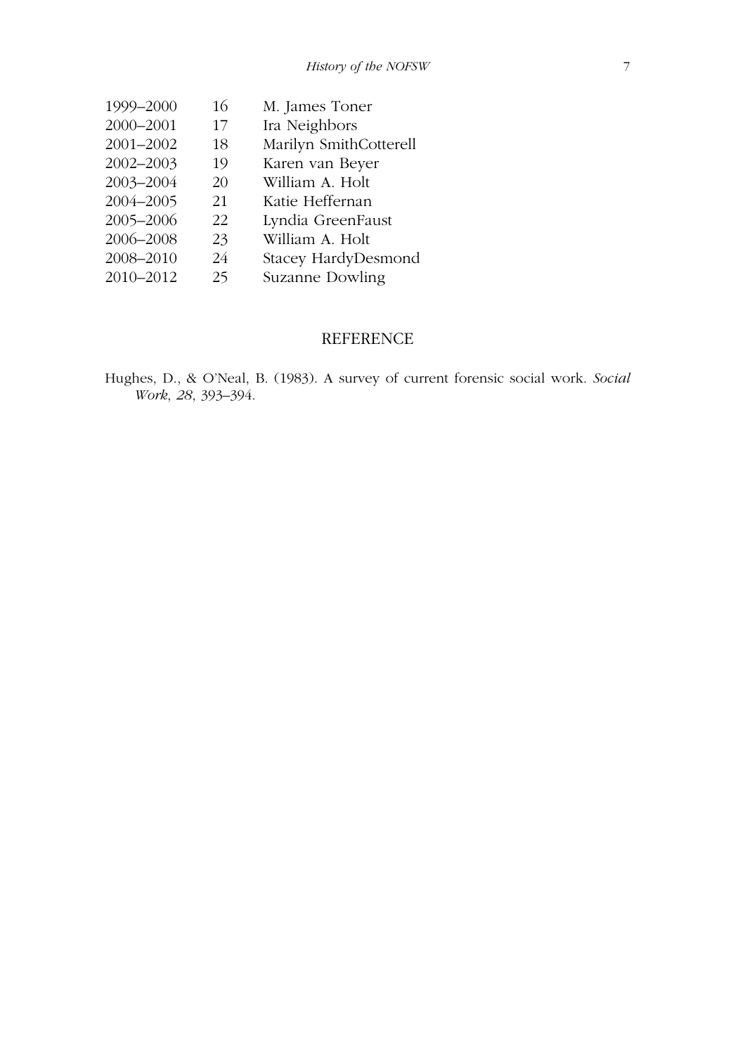| | | |
|---|---|---|
| 1999–2000 | 16 | M. James Toner |
| 2000–2001 | 17 | Ira Neighbors |
| 2001–2002 | 18 | Marilyn SmithCotterell |
| 2002–2003 | 19 | Karen van Beyer |
| 2003–2004 | 20 | William A. Holt |
| 2004–2005 | 21 | Katie Heffernan |
| 2005–2006 | 22 | Lyndia GreenFaust |
| 2006–2008 | 23 | William A. Holt |
| 2008–2010 | 24 | Stacey HardyDesmond |
| 2010–2012 | 25 | Suzanne Dowling |

## REFERENCE

Hughes, D., & O'Neal, B. (1983). A survey of current forensic social work. *Social Work*, *28*, 393–394.